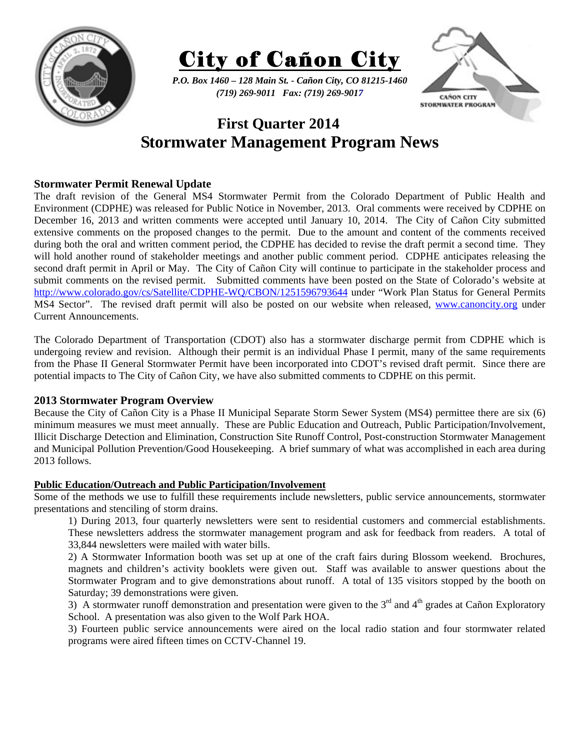# City of Cañon City

*P.O. Box 1460 – 128 Main St. - Cañon City, CO 81215-1460*
*(719) 269-9011 Fax: (719) 269-9017*

CAÑON CITY STORMWATER PROGRAM

## First Quarter 2014
## Stormwater Management Program News

### Stormwater Permit Renewal Update

The draft revision of the General MS4 Stormwater Permit from the Colorado Department of Public Health and Environment (CDPHE) was released for Public Notice in November, 2013. Oral comments were received by CDPHE on December 16, 2013 and written comments were accepted until January 10, 2014. The City of Cañon City submitted extensive comments on the proposed changes to the permit. Due to the amount and content of the comments received during both the oral and written comment period, the CDPHE has decided to revise the draft permit a second time. They will hold another round of stakeholder meetings and another public comment period. CDPHE anticipates releasing the second draft permit in April or May. The City of Cañon City will continue to participate in the stakeholder process and submit comments on the revised permit. Submitted comments have been posted on the State of Colorado's website at http://www.colorado.gov/cs/Satellite/CDPHE-WQ/CBON/1251596793644 under "Work Plan Status for General Permits MS4 Sector". The revised draft permit will also be posted on our website when released, www.canoncity.org under Current Announcements.

The Colorado Department of Transportation (CDOT) also has a stormwater discharge permit from CDPHE which is undergoing review and revision. Although their permit is an individual Phase I permit, many of the same requirements from the Phase II General Stormwater Permit have been incorporated into CDOT's revised draft permit. Since there are potential impacts to The City of Cañon City, we have also submitted comments to CDPHE on this permit.

### 2013 Stormwater Program Overview

Because the City of Cañon City is a Phase II Municipal Separate Storm Sewer System (MS4) permittee there are six (6) minimum measures we must meet annually. These are Public Education and Outreach, Public Participation/Involvement, Illicit Discharge Detection and Elimination, Construction Site Runoff Control, Post-construction Stormwater Management and Municipal Pollution Prevention/Good Housekeeping. A brief summary of what was accomplished in each area during 2013 follows.

**Public Education/Outreach and Public Participation/Involvement**

Some of the methods we use to fulfill these requirements include newsletters, public service announcements, stormwater presentations and stenciling of storm drains.

1) During 2013, four quarterly newsletters were sent to residential customers and commercial establishments. These newsletters address the stormwater management program and ask for feedback from readers. A total of 33,844 newsletters were mailed with water bills.

2) A Stormwater Information booth was set up at one of the craft fairs during Blossom weekend. Brochures, magnets and children's activity booklets were given out. Staff was available to answer questions about the Stormwater Program and to give demonstrations about runoff. A total of 135 visitors stopped by the booth on Saturday; 39 demonstrations were given.

3) A stormwater runoff demonstration and presentation were given to the 3rd and 4th grades at Cañon Exploratory School. A presentation was also given to the Wolf Park HOA.

3) Fourteen public service announcements were aired on the local radio station and four stormwater related programs were aired fifteen times on CCTV-Channel 19.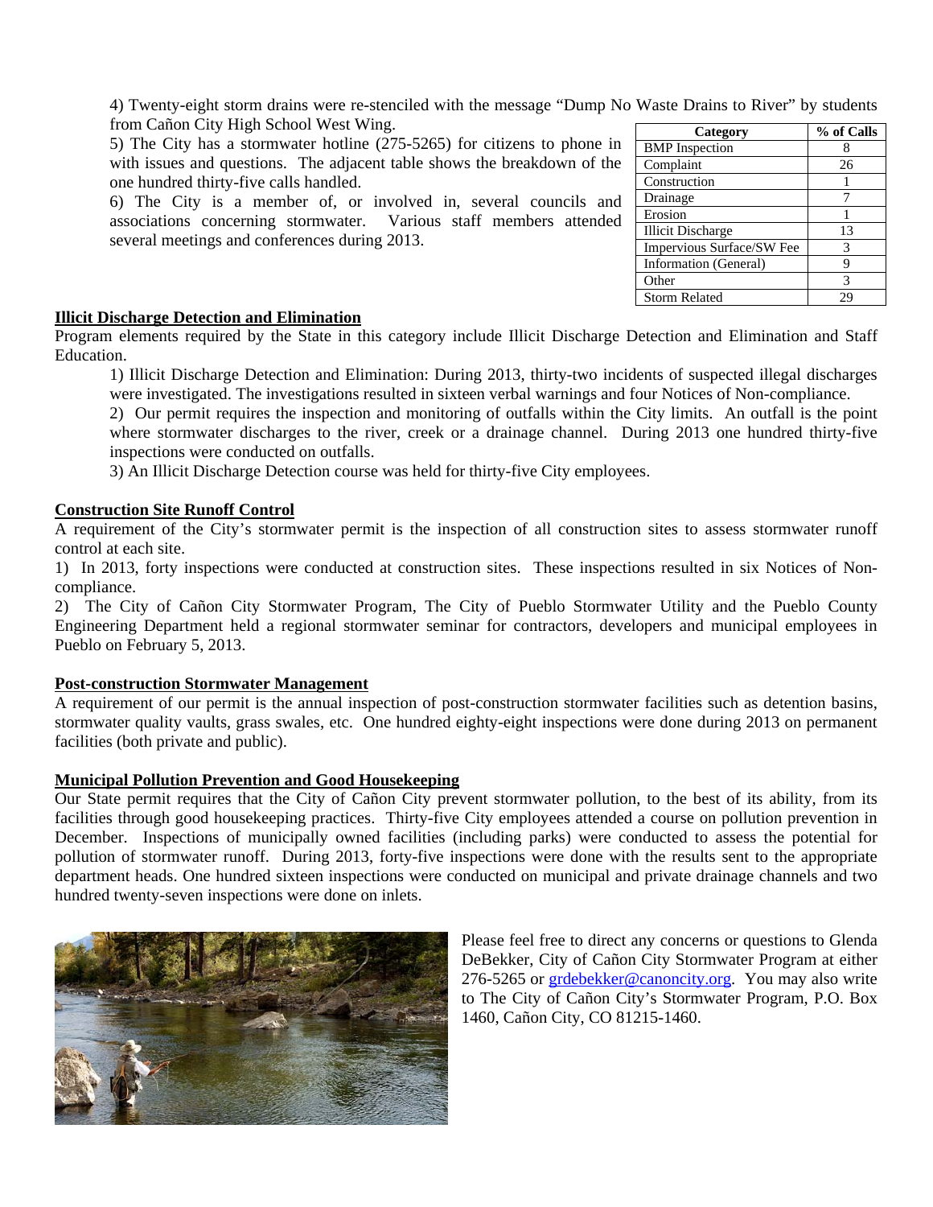4) Twenty-eight storm drains were re-stenciled with the message "Dump No Waste Drains to River" by students from Cañon City High School West Wing.

5) The City has a stormwater hotline (275-5265) for citizens to phone in with issues and questions. The adjacent table shows the breakdown of the one hundred thirty-five calls handled.

6) The City is a member of, or involved in, several councils and associations concerning stormwater. Various staff members attended several meetings and conferences during 2013.

| Category | % of Calls |
|---|---|
| BMP Inspection | 8 |
| Complaint | 26 |
| Construction | 1 |
| Drainage | 7 |
| Erosion | 1 |
| Illicit Discharge | 13 |
| Impervious Surface/SW Fee | 3 |
| Information (General) | 9 |
| Other | 3 |
| Storm Related | 29 |

**Illicit Discharge Detection and Elimination**

Program elements required by the State in this category include Illicit Discharge Detection and Elimination and Staff Education.

1) Illicit Discharge Detection and Elimination: During 2013, thirty-two incidents of suspected illegal discharges were investigated. The investigations resulted in sixteen verbal warnings and four Notices of Non-compliance.

2) Our permit requires the inspection and monitoring of outfalls within the City limits. An outfall is the point where stormwater discharges to the river, creek or a drainage channel. During 2013 one hundred thirty-five inspections were conducted on outfalls.

3) An Illicit Discharge Detection course was held for thirty-five City employees.

**Construction Site Runoff Control**

A requirement of the City's stormwater permit is the inspection of all construction sites to assess stormwater runoff control at each site.

1) In 2013, forty inspections were conducted at construction sites. These inspections resulted in six Notices of Non-compliance.

2) The City of Cañon City Stormwater Program, The City of Pueblo Stormwater Utility and the Pueblo County Engineering Department held a regional stormwater seminar for contractors, developers and municipal employees in Pueblo on February 5, 2013.

**Post-construction Stormwater Management**

A requirement of our permit is the annual inspection of post-construction stormwater facilities such as detention basins, stormwater quality vaults, grass swales, etc. One hundred eighty-eight inspections were done during 2013 on permanent facilities (both private and public).

**Municipal Pollution Prevention and Good Housekeeping**

Our State permit requires that the City of Cañon City prevent stormwater pollution, to the best of its ability, from its facilities through good housekeeping practices. Thirty-five City employees attended a course on pollution prevention in December. Inspections of municipally owned facilities (including parks) were conducted to assess the potential for pollution of stormwater runoff. During 2013, forty-five inspections were done with the results sent to the appropriate department heads. One hundred sixteen inspections were conducted on municipal and private drainage channels and two hundred twenty-seven inspections were done on inlets.

Please feel free to direct any concerns or questions to Glenda DeBekker, City of Cañon City Stormwater Program at either 276-5265 or grdebekker@canoncity.org. You may also write to The City of Cañon City's Stormwater Program, P.O. Box 1460, Cañon City, CO 81215-1460.